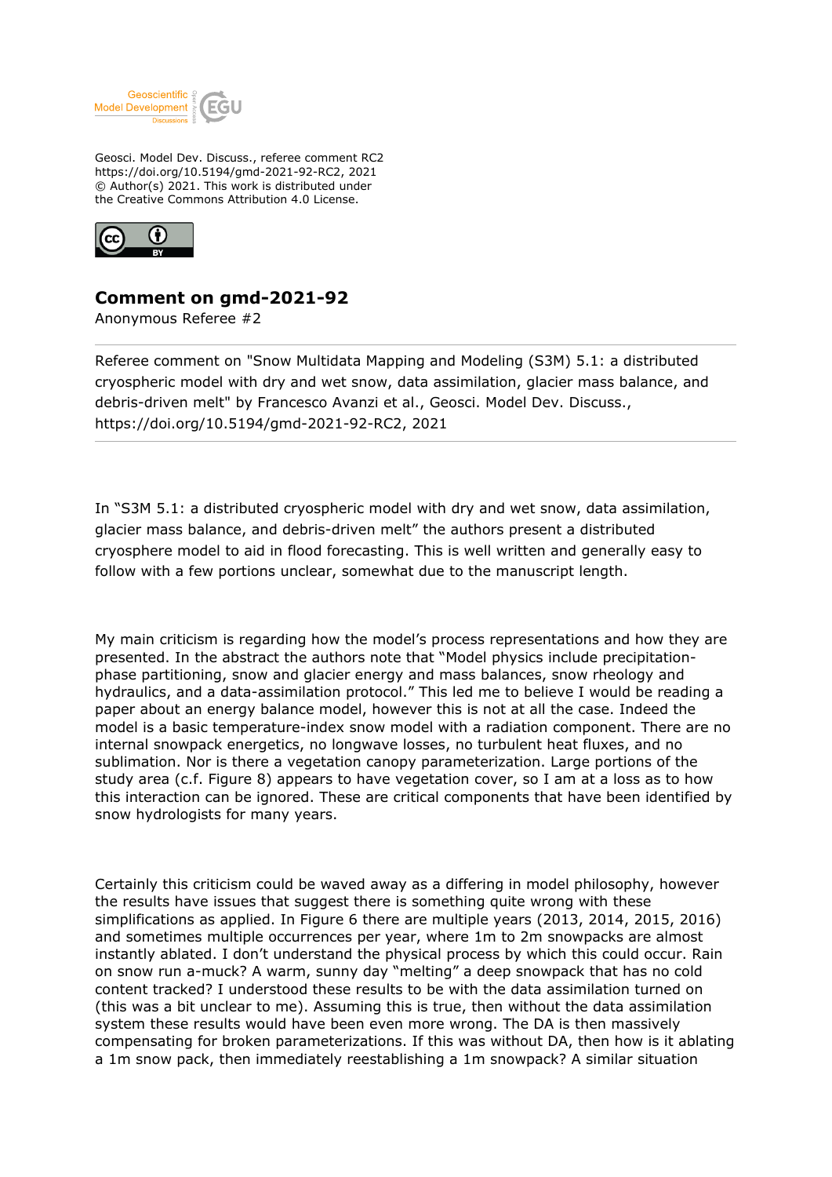Geosci. Model Dev. Discuss., referee comment RC2
https://doi.org/10.5194/gmd-2021-92-RC2, 2021
© Author(s) 2021. This work is distributed under
the Creative Commons Attribution 4.0 License.

## Comment on gmd-2021-92

Anonymous Referee #2

---

Referee comment on "Snow Multidata Mapping and Modeling (S3M) 5.1: a distributed cryospheric model with dry and wet snow, data assimilation, glacier mass balance, and debris-driven melt" by Francesco Avanzi et al., Geosci. Model Dev. Discuss., https://doi.org/10.5194/gmd-2021-92-RC2, 2021

---

In "S3M 5.1: a distributed cryospheric model with dry and wet snow, data assimilation, glacier mass balance, and debris-driven melt" the authors present a distributed cryosphere model to aid in flood forecasting. This is well written and generally easy to follow with a few portions unclear, somewhat due to the manuscript length.

My main criticism is regarding how the model's process representations and how they are presented. In the abstract the authors note that "Model physics include precipitation-phase partitioning, snow and glacier energy and mass balances, snow rheology and hydraulics, and a data-assimilation protocol." This led me to believe I would be reading a paper about an energy balance model, however this is not at all the case. Indeed the model is a basic temperature-index snow model with a radiation component. There are no internal snowpack energetics, no longwave losses, no turbulent heat fluxes, and no sublimation. Nor is there a vegetation canopy parameterization. Large portions of the study area (c.f. Figure 8) appears to have vegetation cover, so I am at a loss as to how this interaction can be ignored. These are critical components that have been identified by snow hydrologists for many years.

Certainly this criticism could be waved away as a differing in model philosophy, however the results have issues that suggest there is something quite wrong with these simplifications as applied. In Figure 6 there are multiple years (2013, 2014, 2015, 2016) and sometimes multiple occurrences per year, where 1m to 2m snowpacks are almost instantly ablated. I don't understand the physical process by which this could occur. Rain on snow run a-muck? A warm, sunny day "melting" a deep snowpack that has no cold content tracked? I understood these results to be with the data assimilation turned on (this was a bit unclear to me). Assuming this is true, then without the data assimilation system these results would have been even more wrong. The DA is then massively compensating for broken parameterizations. If this was without DA, then how is it ablating a 1m snow pack, then immediately reestablishing a 1m snowpack? A similar situation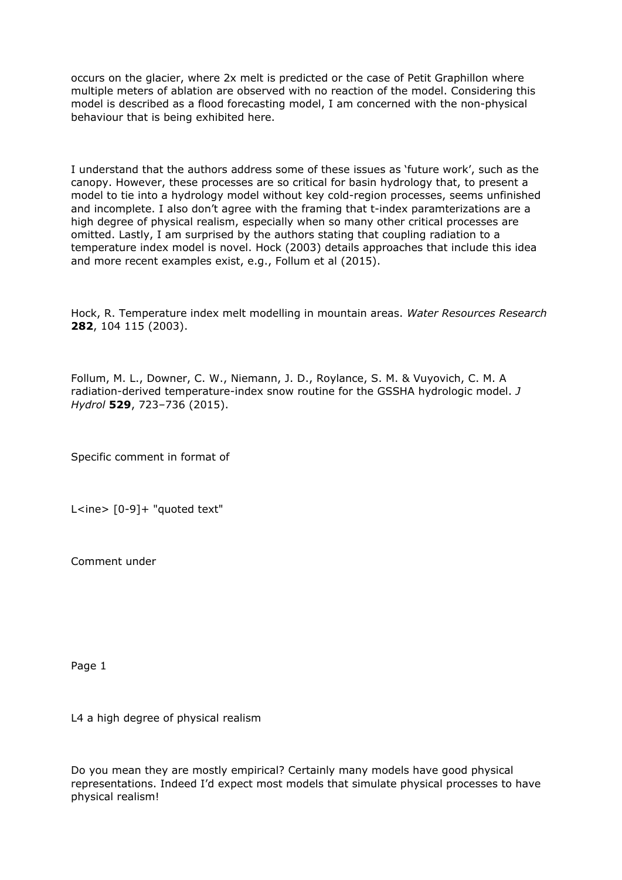occurs on the glacier, where 2x melt is predicted or the case of Petit Graphillon where multiple meters of ablation are observed with no reaction of the model. Considering this model is described as a flood forecasting model, I am concerned with the non-physical behaviour that is being exhibited here.

I understand that the authors address some of these issues as 'future work', such as the canopy. However, these processes are so critical for basin hydrology that, to present a model to tie into a hydrology model without key cold-region processes, seems unfinished and incomplete. I also don't agree with the framing that t-index paramterizations are a high degree of physical realism, especially when so many other critical processes are omitted. Lastly, I am surprised by the authors stating that coupling radiation to a temperature index model is novel. Hock (2003) details approaches that include this idea and more recent examples exist, e.g., Follum et al (2015).

Hock, R. Temperature index melt modelling in mountain areas. *Water Resources Research* **282**, 104 115 (2003).

Follum, M. L., Downer, C. W., Niemann, J. D., Roylance, S. M. & Vuyovich, C. M. A radiation-derived temperature-index snow routine for the GSSHA hydrologic model. *J Hydrol* **529**, 723–736 (2015).

Specific comment in format of

L<ine> [0-9]+ "quoted text"

Comment under

Page 1

L4 a high degree of physical realism

Do you mean they are mostly empirical? Certainly many models have good physical representations. Indeed I'd expect most models that simulate physical processes to have physical realism!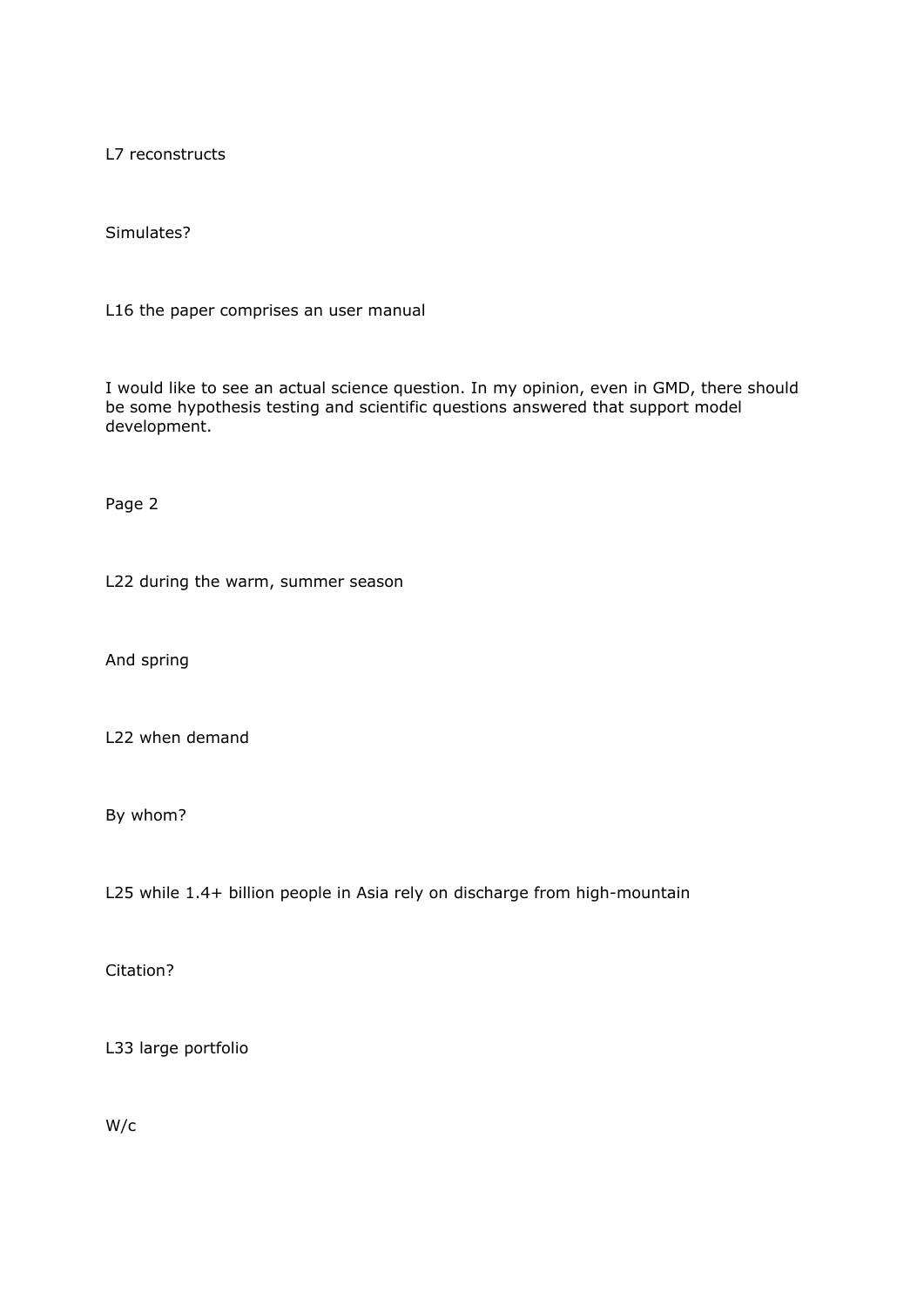L7 reconstructs

Simulates?

L16 the paper comprises an user manual

I would like to see an actual science question. In my opinion, even in GMD, there should be some hypothesis testing and scientific questions answered that support model development.

Page 2

L22 during the warm, summer season

And spring

L22 when demand

By whom?

L25 while 1.4+ billion people in Asia rely on discharge from high-mountain

Citation?

L33 large portfolio

W/c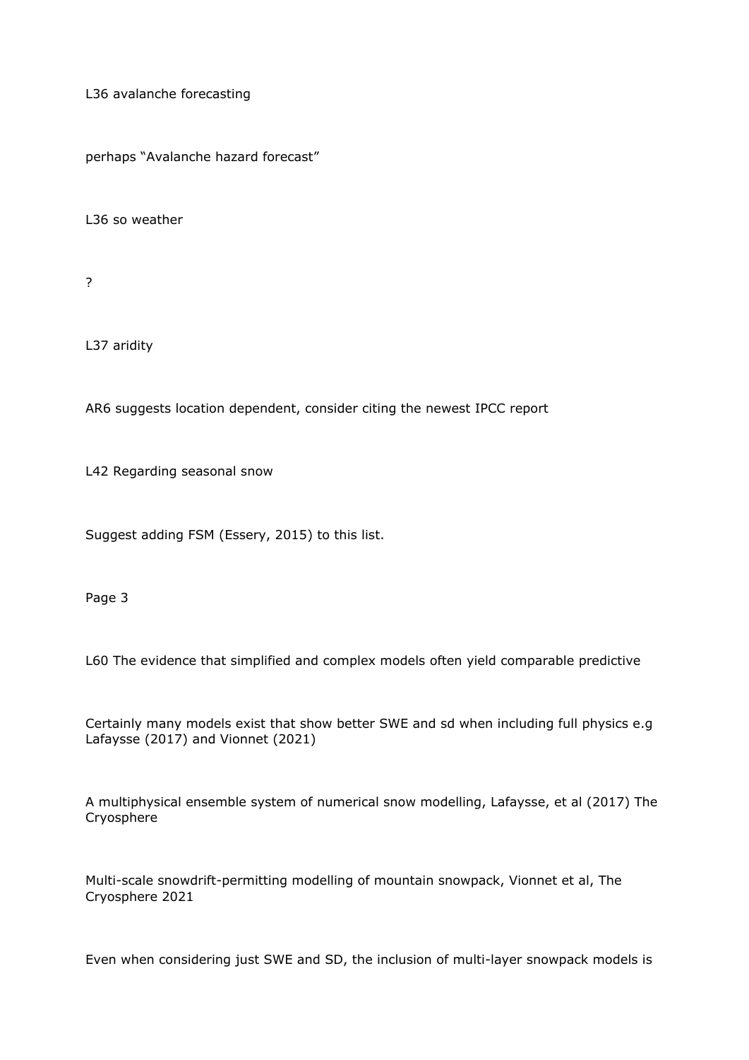L36 avalanche forecasting

perhaps “Avalanche hazard forecast”

L36 so weather

?

L37 aridity

AR6 suggests location dependent, consider citing the newest IPCC report

L42 Regarding seasonal snow

Suggest adding FSM (Essery, 2015) to this list.

Page 3

L60 The evidence that simplified and complex models often yield comparable predictive

Certainly many models exist that show better SWE and sd when including full physics e.g Lafaysse (2017) and Vionnet (2021)

A multiphysical ensemble system of numerical snow modelling, Lafaysse, et al (2017) The Cryosphere

Multi-scale snowdrift-permitting modelling of mountain snowpack, Vionnet et al, The Cryosphere 2021

Even when considering just SWE and SD, the inclusion of multi-layer snowpack models is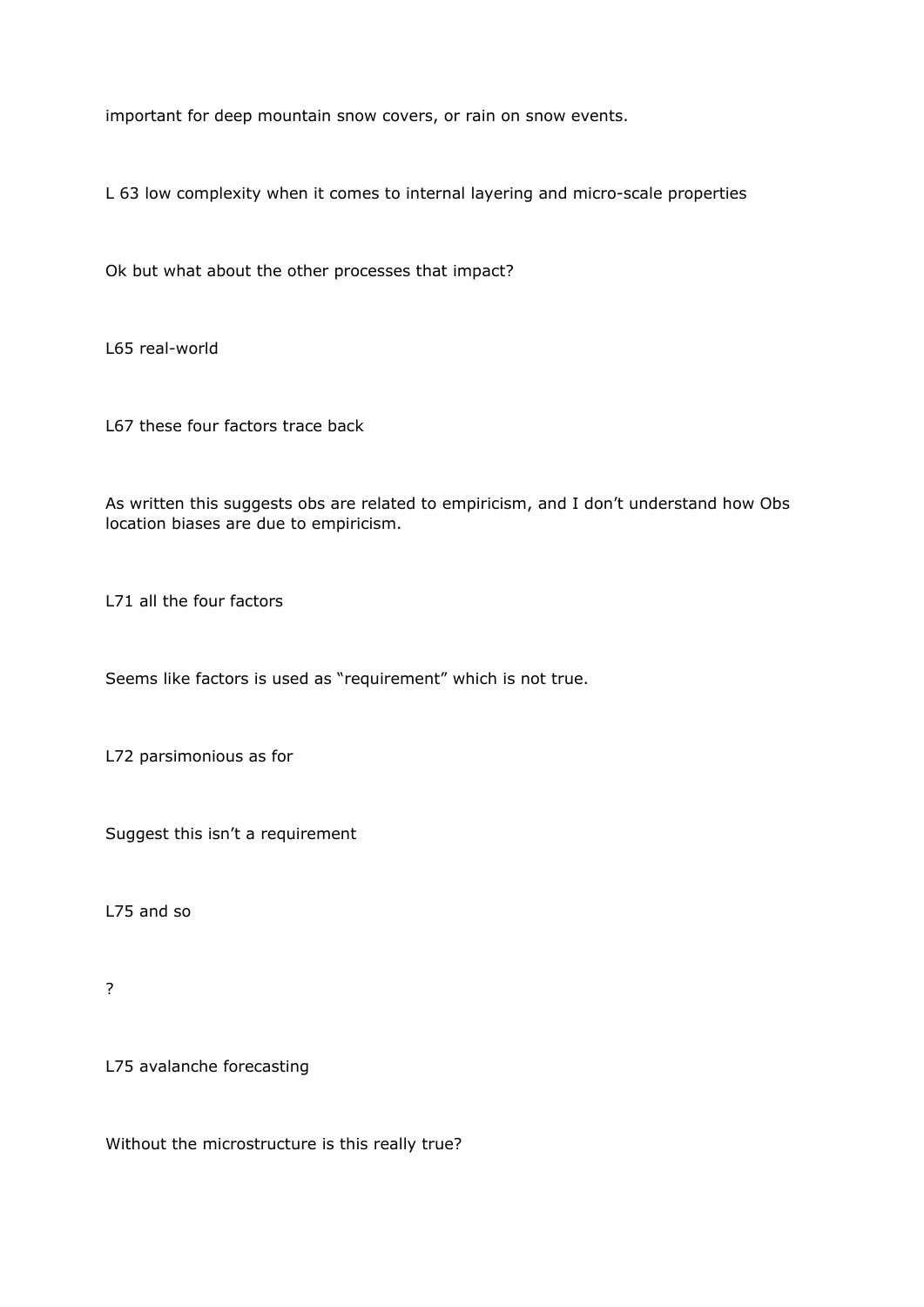important for deep mountain snow covers, or rain on snow events.

L 63 low complexity when it comes to internal layering and micro-scale properties

Ok but what about the other processes that impact?

L65 real-world

L67 these four factors trace back

As written this suggests obs are related to empiricism, and I don't understand how Obs location biases are due to empiricism.

L71 all the four factors

Seems like factors is used as "requirement" which is not true.

L72 parsimonious as for

Suggest this isn't a requirement

L75 and so

?

L75 avalanche forecasting

Without the microstructure is this really true?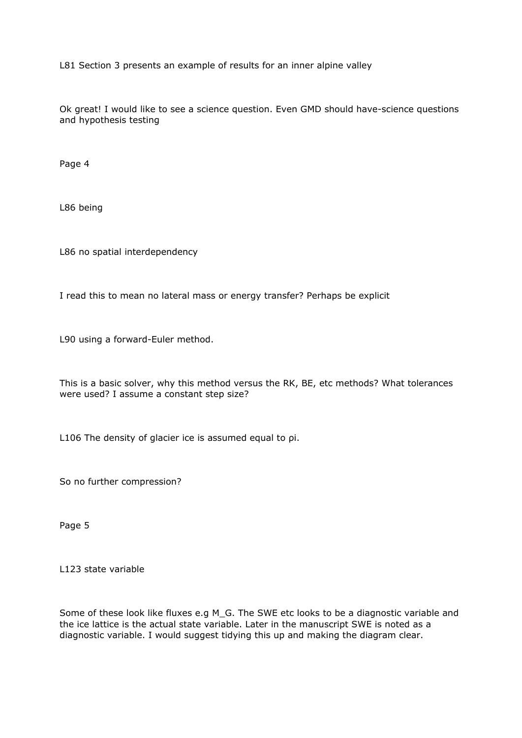L81 Section 3 presents an example of results for an inner alpine valley

Ok great! I would like to see a science question. Even GMD should have-science questions and hypothesis testing

Page 4

L86 being

L86 no spatial interdependency

I read this to mean no lateral mass or energy transfer? Perhaps be explicit

L90 using a forward-Euler method.

This is a basic solver, why this method versus the RK, BE, etc methods? What tolerances were used? I assume a constant step size?

L106 The density of glacier ice is assumed equal to ρi.

So no further compression?

Page 5

L123 state variable

Some of these look like fluxes e.g M_G. The SWE etc looks to be a diagnostic variable and the ice lattice is the actual state variable. Later in the manuscript SWE is noted as a diagnostic variable. I would suggest tidying this up and making the diagram clear.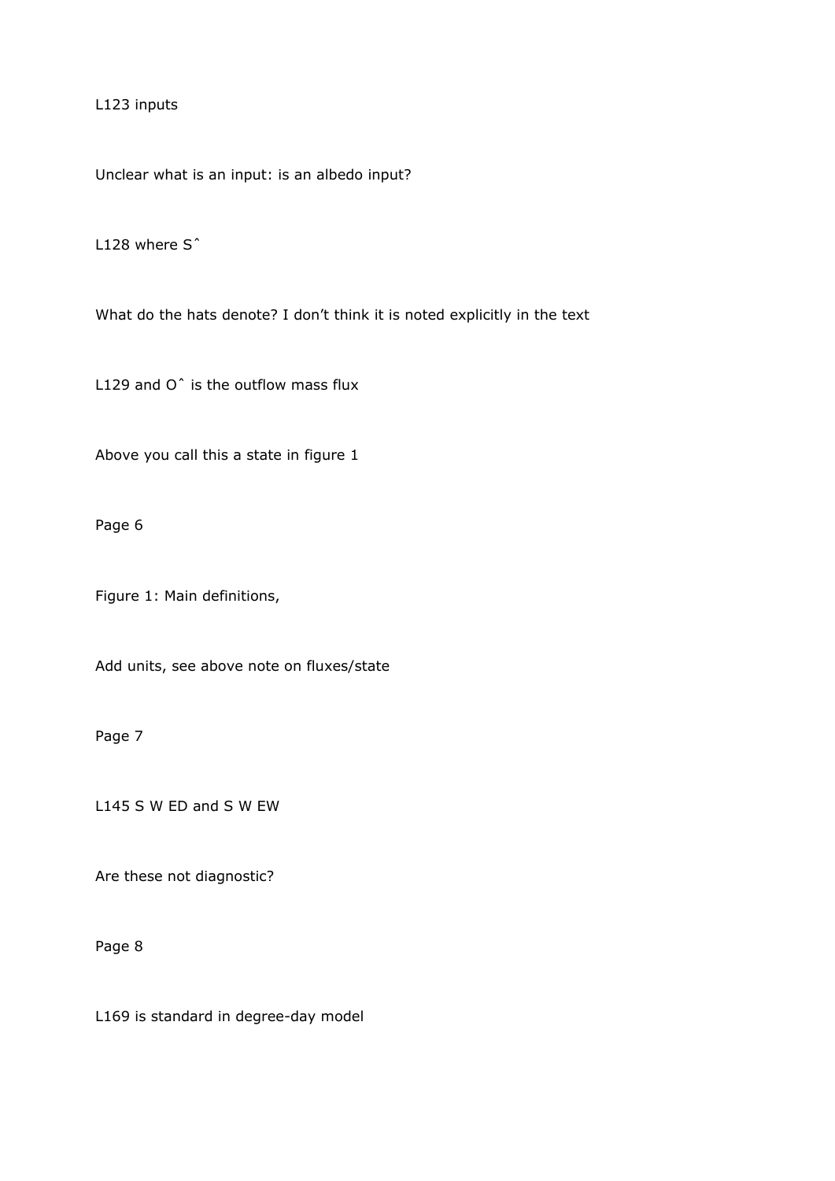L123 inputs

Unclear what is an input: is an albedo input?

L128 where Sˆ

What do the hats denote? I don't think it is noted explicitly in the text

L129 and Oˆ is the outflow mass flux

Above you call this a state in figure 1

Page 6

Figure 1: Main definitions,

Add units, see above note on fluxes/state

Page 7

L145 S W ED and S W EW

Are these not diagnostic?

Page 8

L169 is standard in degree-day model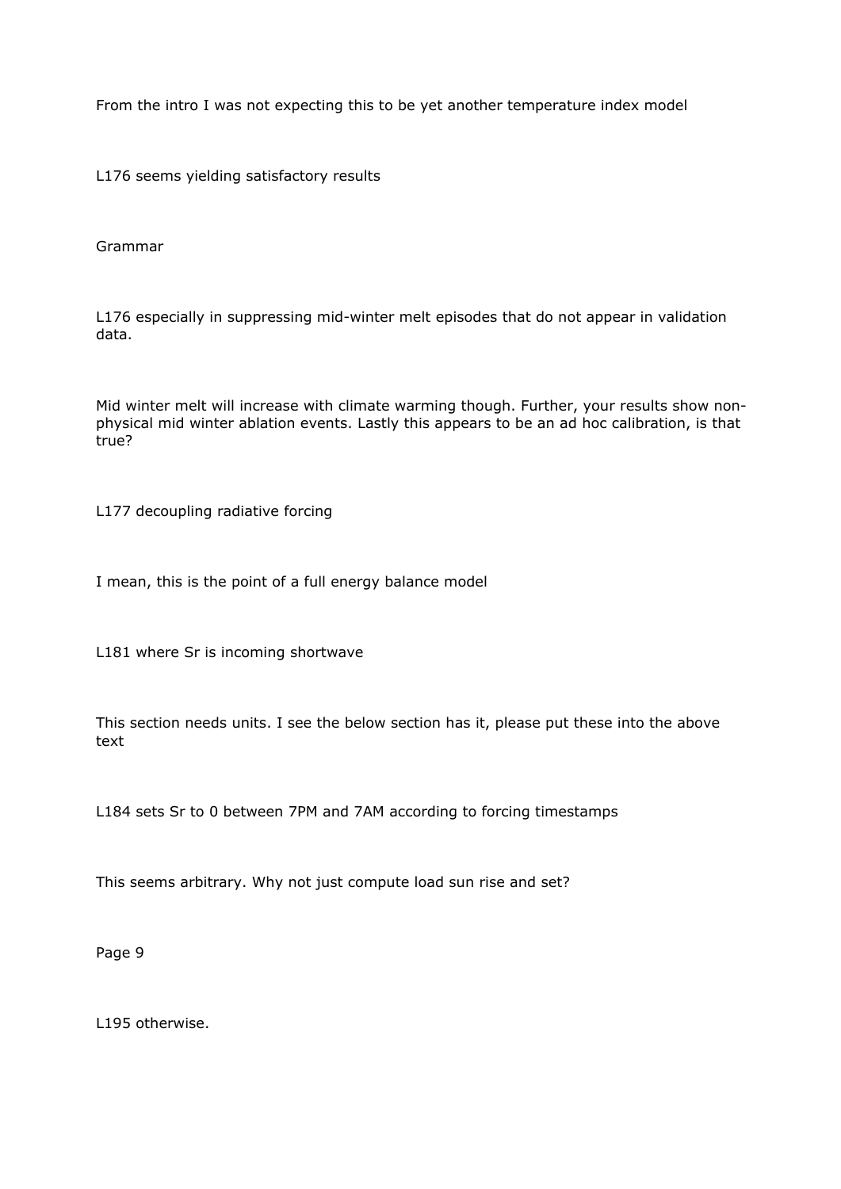From the intro I was not expecting this to be yet another temperature index model

L176 seems yielding satisfactory results

Grammar

L176 especially in suppressing mid-winter melt episodes that do not appear in validation data.

Mid winter melt will increase with climate warming though. Further, your results show non-physical mid winter ablation events. Lastly this appears to be an ad hoc calibration, is that true?

L177 decoupling radiative forcing

I mean, this is the point of a full energy balance model

L181 where Sr is incoming shortwave

This section needs units. I see the below section has it, please put these into the above text

L184 sets Sr to 0 between 7PM and 7AM according to forcing timestamps

This seems arbitrary. Why not just compute load sun rise and set?

Page 9

L195 otherwise.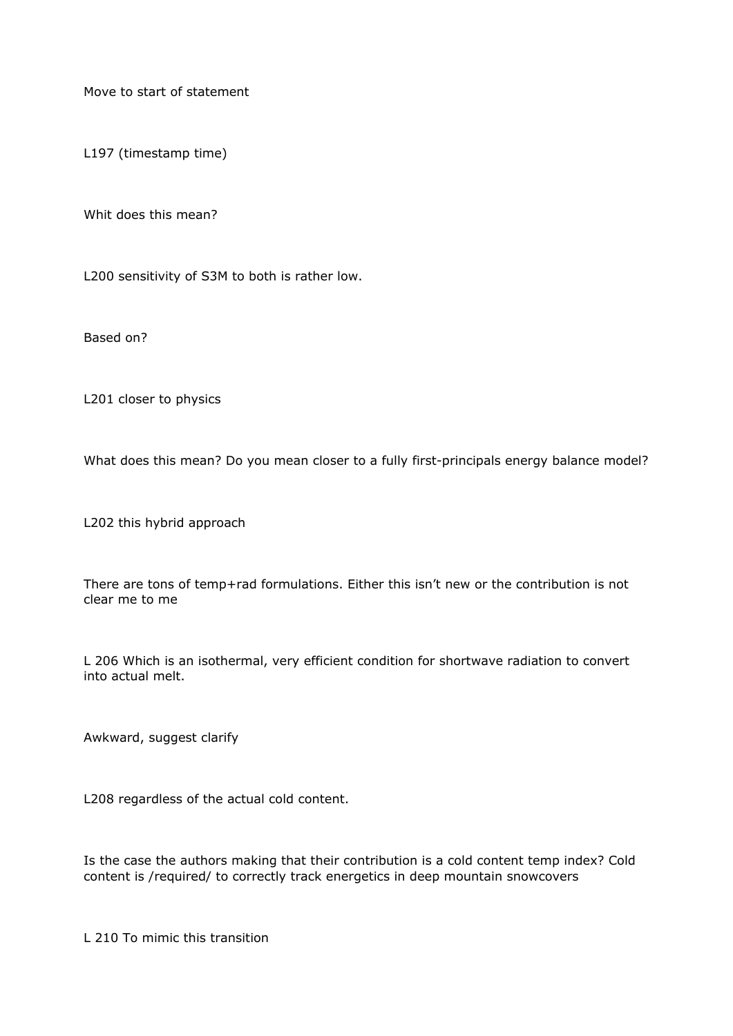Move to start of statement

L197 (timestamp time)

Whit does this mean?

L200 sensitivity of S3M to both is rather low.

Based on?

L201 closer to physics

What does this mean? Do you mean closer to a fully first-principals energy balance model?

L202 this hybrid approach

There are tons of temp+rad formulations. Either this isn't new or the contribution is not clear me to me

L 206 Which is an isothermal, very efficient condition for shortwave radiation to convert into actual melt.

Awkward, suggest clarify

L208 regardless of the actual cold content.

Is the case the authors making that their contribution is a cold content temp index? Cold content is /required/ to correctly track energetics in deep mountain snowcovers

L 210 To mimic this transition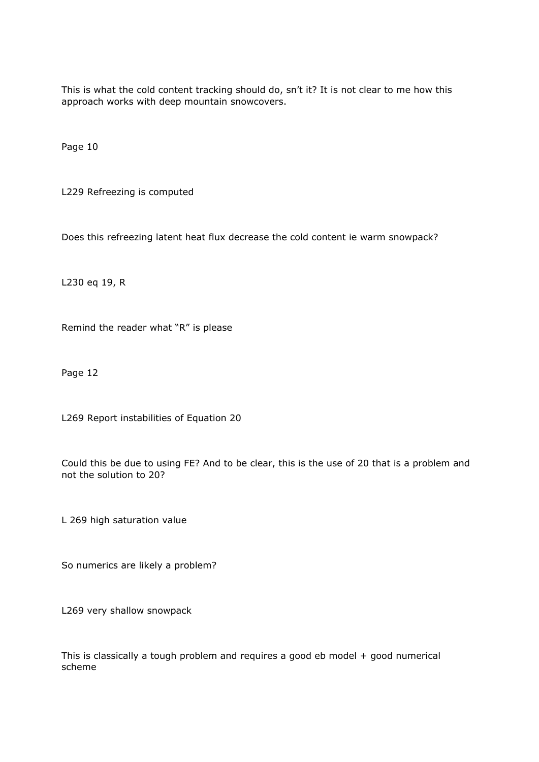This is what the cold content tracking should do, sn't it? It is not clear to me how this approach works with deep mountain snowcovers.

Page 10

L229 Refreezing is computed

Does this refreezing latent heat flux decrease the cold content ie warm snowpack?

L230 eq 19, R

Remind the reader what "R" is please

Page 12

L269 Report instabilities of Equation 20

Could this be due to using FE? And to be clear, this is the use of 20 that is a problem and not the solution to 20?

L 269 high saturation value

So numerics are likely a problem?

L269 very shallow snowpack

This is classically a tough problem and requires a good eb model + good numerical scheme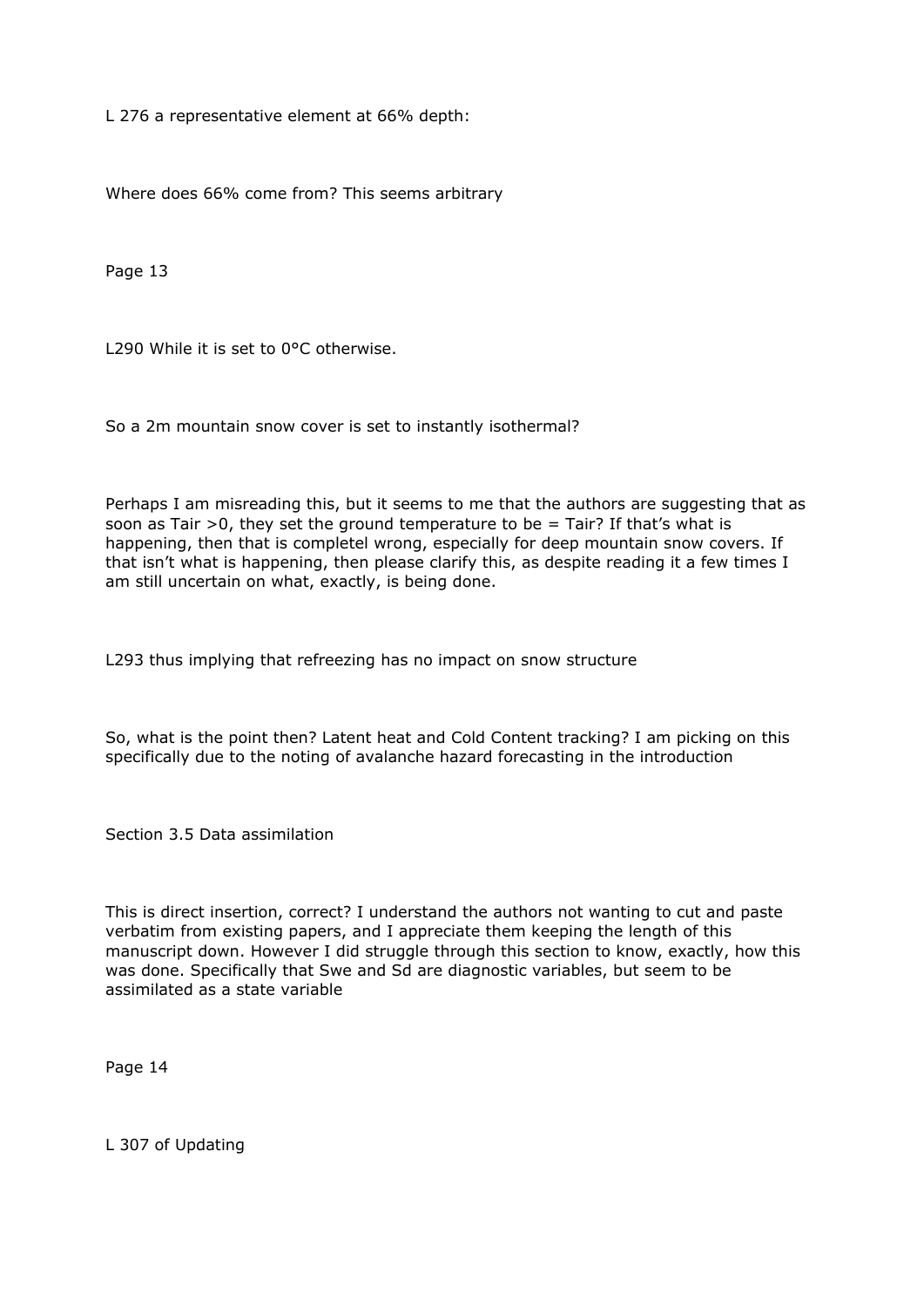L 276 a representative element at 66% depth:

Where does 66% come from? This seems arbitrary

Page 13

L290 While it is set to 0°C otherwise.

So a 2m mountain snow cover is set to instantly isothermal?

Perhaps I am misreading this, but it seems to me that the authors are suggesting that as soon as Tair >0, they set the ground temperature to be = Tair? If that's what is happening, then that is completel wrong, especially for deep mountain snow covers. If that isn't what is happening, then please clarify this, as despite reading it a few times I am still uncertain on what, exactly, is being done.

L293 thus implying that refreezing has no impact on snow structure

So, what is the point then? Latent heat and Cold Content tracking? I am picking on this specifically due to the noting of avalanche hazard forecasting in the introduction

Section 3.5 Data assimilation

This is direct insertion, correct? I understand the authors not wanting to cut and paste verbatim from existing papers, and I appreciate them keeping the length of this manuscript down. However I did struggle through this section to know, exactly, how this was done. Specifically that Swe and Sd are diagnostic variables, but seem to be assimilated as a state variable

Page 14

L 307 of Updating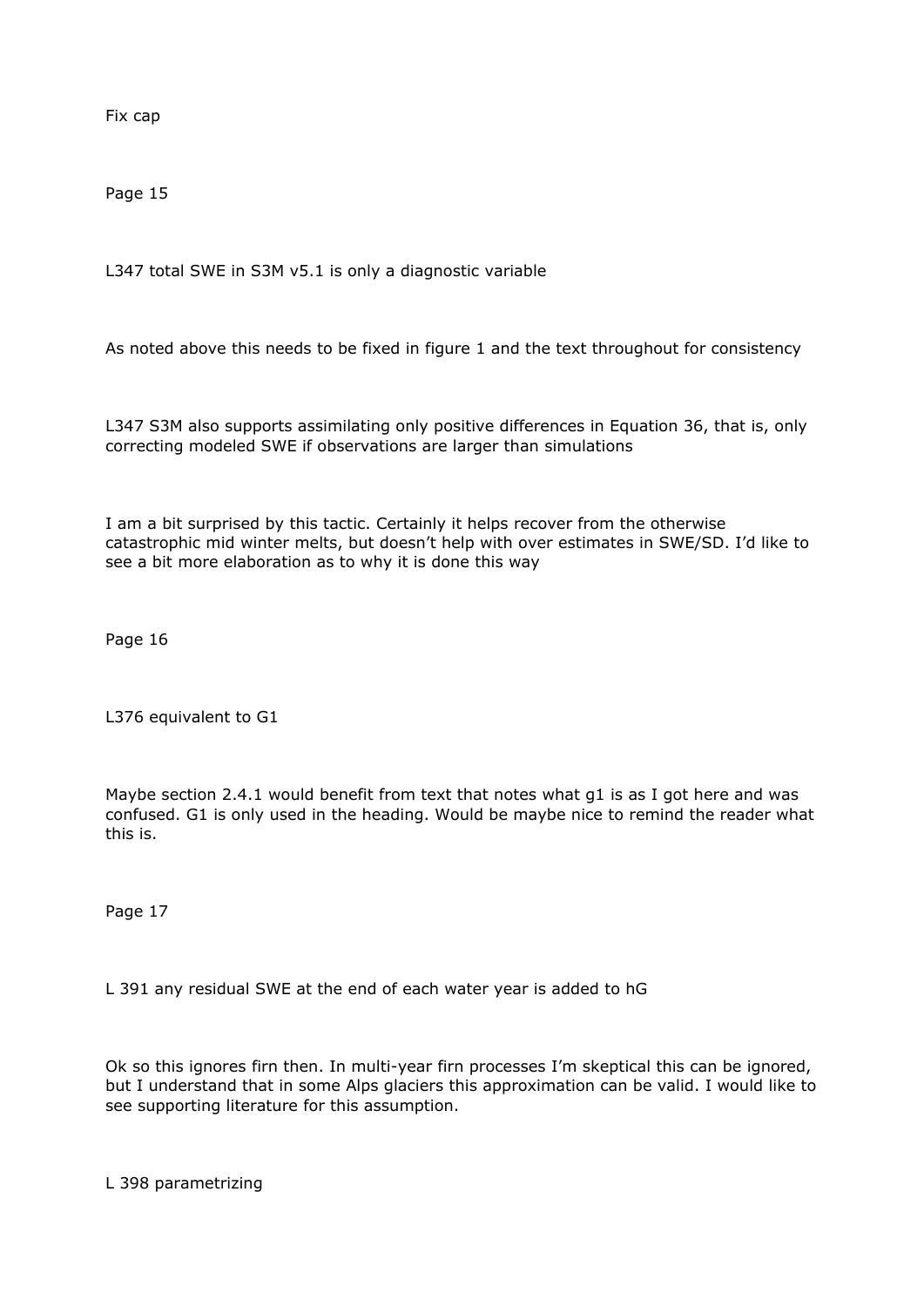Fix cap

Page 15

L347 total SWE in S3M v5.1 is only a diagnostic variable

As noted above this needs to be fixed in figure 1 and the text throughout for consistency

L347 S3M also supports assimilating only positive differences in Equation 36, that is, only correcting modeled SWE if observations are larger than simulations

I am a bit surprised by this tactic. Certainly it helps recover from the otherwise catastrophic mid winter melts, but doesn't help with over estimates in SWE/SD. I'd like to see a bit more elaboration as to why it is done this way

Page 16

L376 equivalent to G1

Maybe section 2.4.1 would benefit from text that notes what g1 is as I got here and was confused. G1 is only used in the heading. Would be maybe nice to remind the reader what this is.

Page 17

L 391 any residual SWE at the end of each water year is added to hG

Ok so this ignores firn then. In multi-year firn processes I'm skeptical this can be ignored, but I understand that in some Alps glaciers this approximation can be valid. I would like to see supporting literature for this assumption.

L 398 parametrizing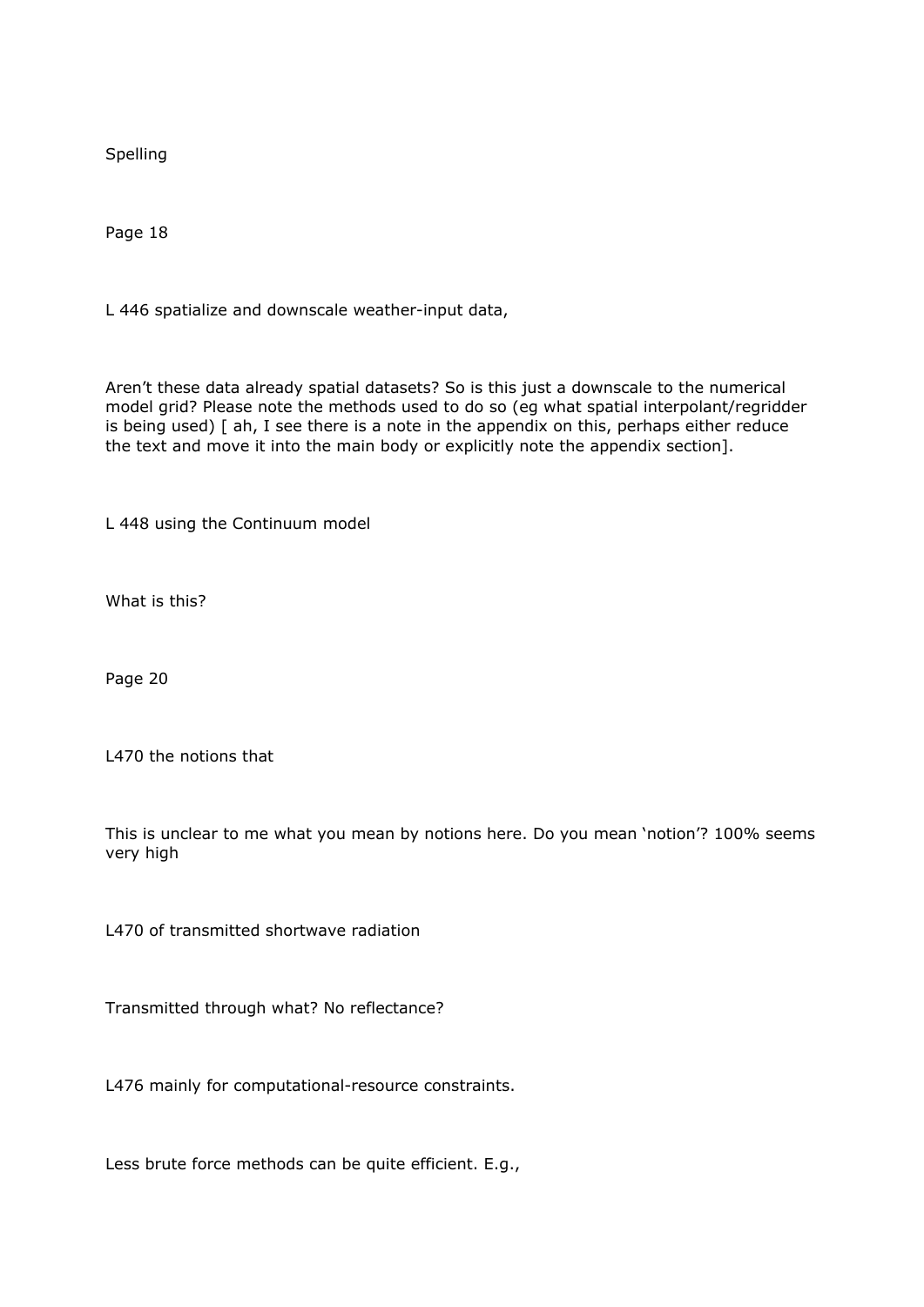Spelling

Page 18

L 446 spatialize and downscale weather-input data,

Aren't these data already spatial datasets? So is this just a downscale to the numerical model grid? Please note the methods used to do so (eg what spatial interpolant/regridder is being used) [ ah, I see there is a note in the appendix on this, perhaps either reduce the text and move it into the main body or explicitly note the appendix section].

L 448 using the Continuum model

What is this?

Page 20

L470 the notions that

This is unclear to me what you mean by notions here. Do you mean 'notion'? 100% seems very high

L470 of transmitted shortwave radiation

Transmitted through what? No reflectance?

L476 mainly for computational-resource constraints.

Less brute force methods can be quite efficient. E.g.,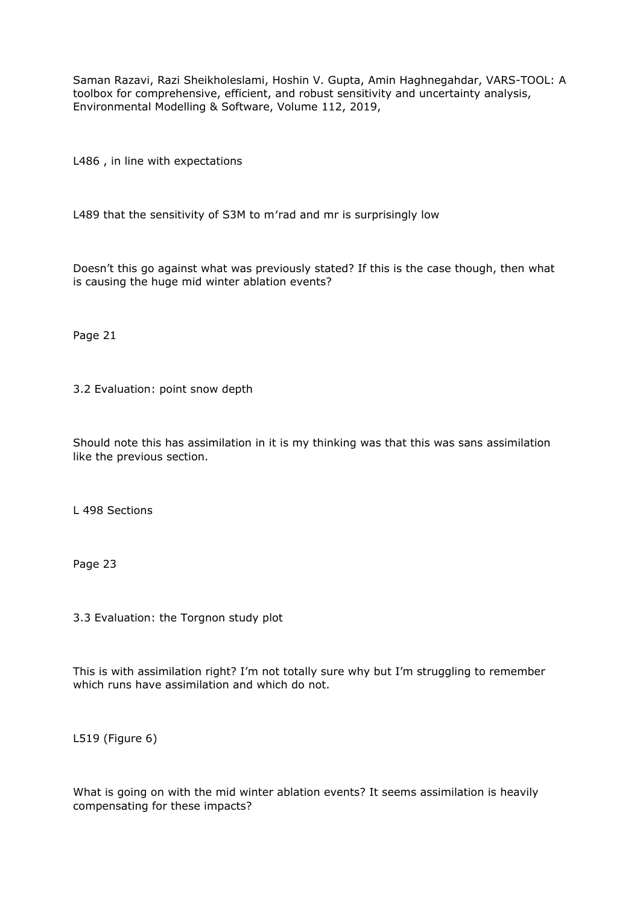Saman Razavi, Razi Sheikholeslami, Hoshin V. Gupta, Amin Haghnegahdar, VARS-TOOL: A toolbox for comprehensive, efficient, and robust sensitivity and uncertainty analysis, Environmental Modelling & Software, Volume 112, 2019,

L486 , in line with expectations

L489 that the sensitivity of S3M to m'rad and mr is surprisingly low

Doesn't this go against what was previously stated? If this is the case though, then what is causing the huge mid winter ablation events?

Page 21

3.2 Evaluation: point snow depth

Should note this has assimilation in it is my thinking was that this was sans assimilation like the previous section.

L 498 Sections

Page 23

3.3 Evaluation: the Torgnon study plot

This is with assimilation right? I'm not totally sure why but I'm struggling to remember which runs have assimilation and which do not.

L519 (Figure 6)

What is going on with the mid winter ablation events? It seems assimilation is heavily compensating for these impacts?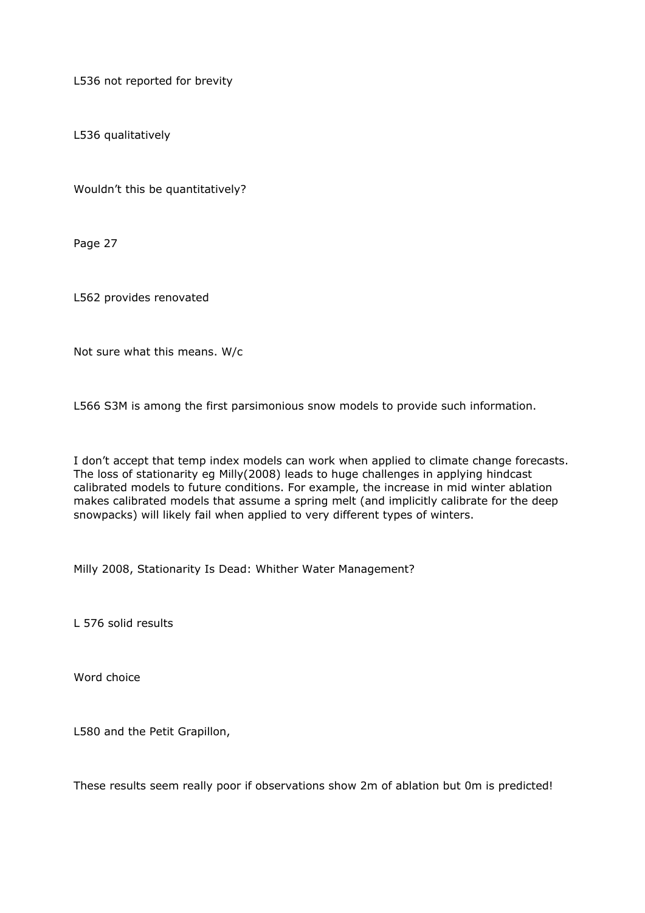L536 not reported for brevity

L536 qualitatively

Wouldn't this be quantitatively?

Page 27

L562 provides renovated

Not sure what this means. W/c

L566 S3M is among the first parsimonious snow models to provide such information.

I don't accept that temp index models can work when applied to climate change forecasts. The loss of stationarity eg Milly(2008) leads to huge challenges in applying hindcast calibrated models to future conditions. For example, the increase in mid winter ablation makes calibrated models that assume a spring melt (and implicitly calibrate for the deep snowpacks) will likely fail when applied to very different types of winters.

Milly 2008, Stationarity Is Dead: Whither Water Management?

L 576 solid results

Word choice

L580 and the Petit Grapillon,

These results seem really poor if observations show 2m of ablation but 0m is predicted!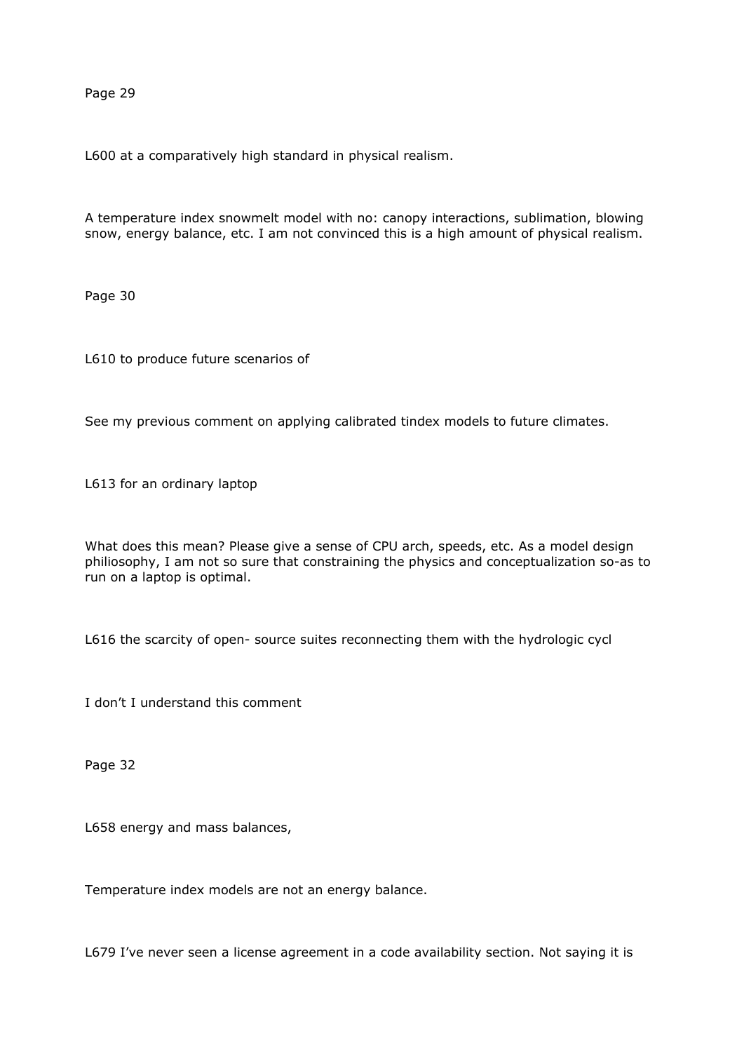Page 29

L600 at a comparatively high standard in physical realism.

A temperature index snowmelt model with no: canopy interactions, sublimation, blowing snow, energy balance, etc. I am not convinced this is a high amount of physical realism.

Page 30

L610 to produce future scenarios of

See my previous comment on applying calibrated tindex models to future climates.

L613 for an ordinary laptop

What does this mean? Please give a sense of CPU arch, speeds, etc. As a model design philiosophy, I am not so sure that constraining the physics and conceptualization so-as to run on a laptop is optimal.

L616 the scarcity of open- source suites reconnecting them with the hydrologic cycl

I don't I understand this comment

Page 32

L658 energy and mass balances,

Temperature index models are not an energy balance.

L679 I've never seen a license agreement in a code availability section. Not saying it is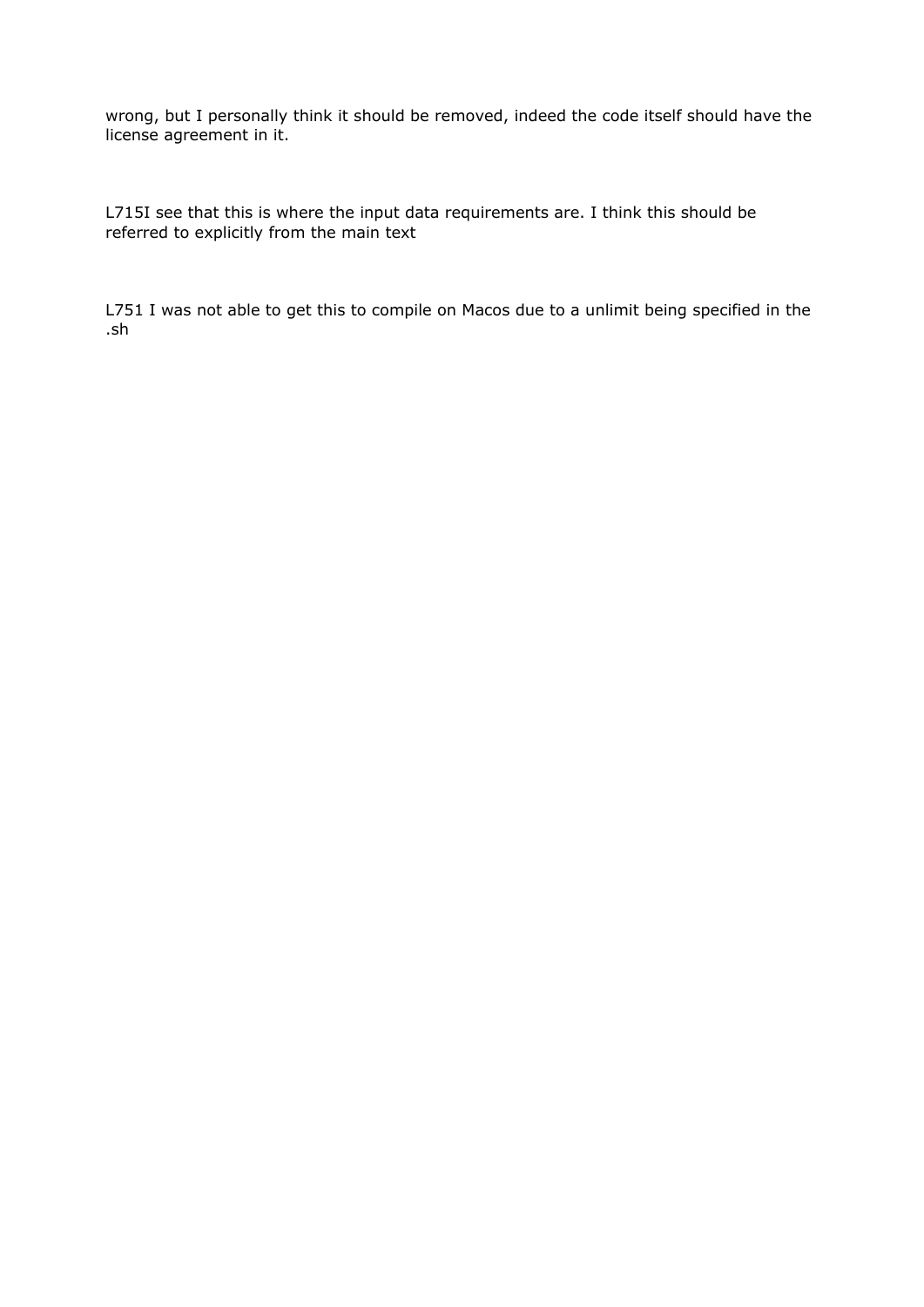wrong, but I personally think it should be removed, indeed the code itself should have the license agreement in it.

L715I see that this is where the input data requirements are. I think this should be referred to explicitly from the main text

L751 I was not able to get this to compile on Macos due to a unlimit being specified in the .sh